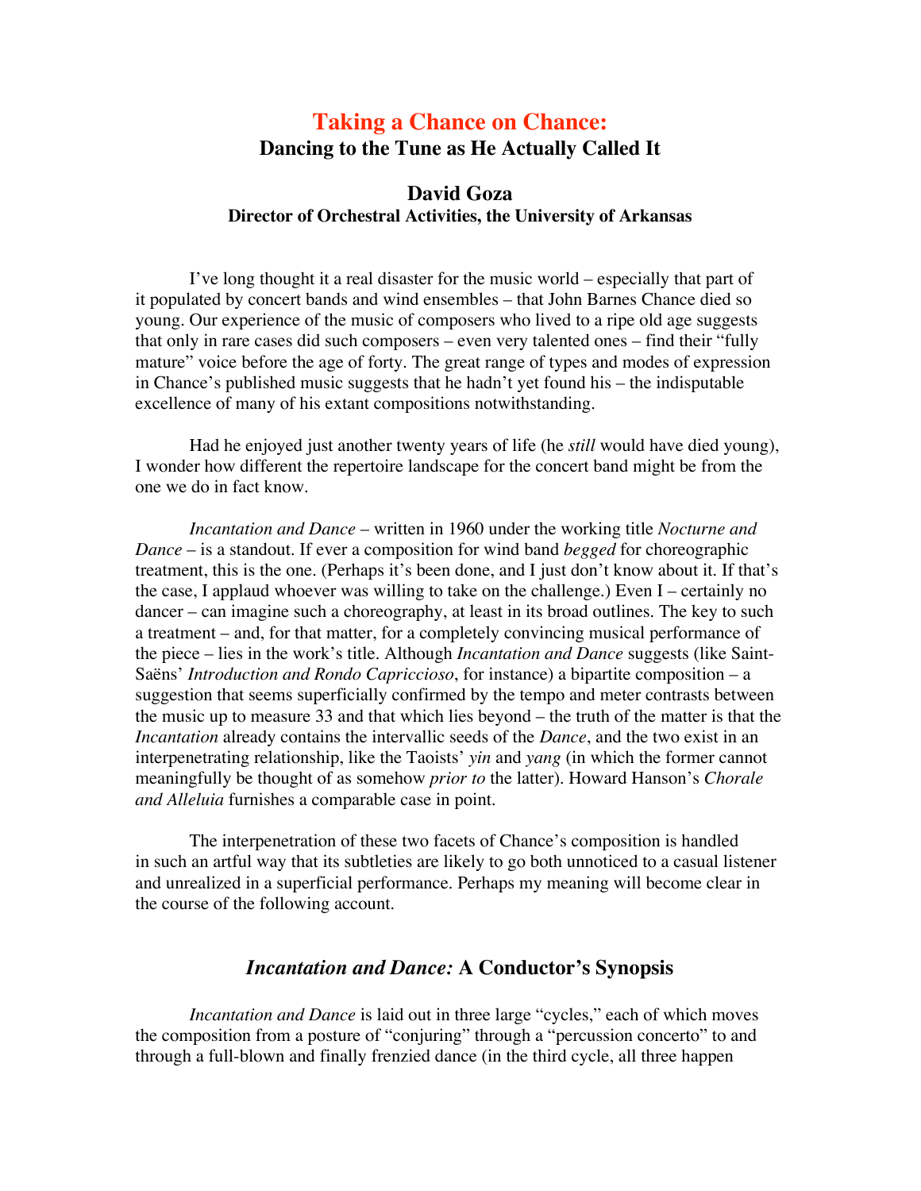# Taking a Chance on Chance:
## Dancing to the Tune as He Actually Called It

### David Goza
**Director of Orchestral Activities, the University of Arkansas**

I've long thought it a real disaster for the music world – especially that part of it populated by concert bands and wind ensembles – that John Barnes Chance died so young. Our experience of the music of composers who lived to a ripe old age suggests that only in rare cases did such composers – even very talented ones – find their "fully mature" voice before the age of forty. The great range of types and modes of expression in Chance's published music suggests that he hadn't yet found his – the indisputable excellence of many of his extant compositions notwithstanding.

Had he enjoyed just another twenty years of life (he *still* would have died young), I wonder how different the repertoire landscape for the concert band might be from the one we do in fact know.

*Incantation and Dance* – written in 1960 under the working title *Nocturne and Dance* – is a standout. If ever a composition for wind band *begged* for choreographic treatment, this is the one. (Perhaps it's been done, and I just don't know about it. If that's the case, I applaud whoever was willing to take on the challenge.) Even I – certainly no dancer – can imagine such a choreography, at least in its broad outlines. The key to such a treatment – and, for that matter, for a completely convincing musical performance of the piece – lies in the work's title. Although *Incantation and Dance* suggests (like Saint-Saëns' *Introduction and Rondo Capriccioso*, for instance) a bipartite composition – a suggestion that seems superficially confirmed by the tempo and meter contrasts between the music up to measure 33 and that which lies beyond – the truth of the matter is that the *Incantation* already contains the intervallic seeds of the *Dance*, and the two exist in an interpenetrating relationship, like the Taoists' *yin* and *yang* (in which the former cannot meaningfully be thought of as somehow *prior to* the latter). Howard Hanson's *Chorale and Alleluia* furnishes a comparable case in point.

The interpenetration of these two facets of Chance's composition is handled in such an artful way that its subtleties are likely to go both unnoticed to a casual listener and unrealized in a superficial performance. Perhaps my meaning will become clear in the course of the following account.

## *Incantation and Dance:* A Conductor's Synopsis

*Incantation and Dance* is laid out in three large "cycles," each of which moves the composition from a posture of "conjuring" through a "percussion concerto" to and through a full-blown and finally frenzied dance (in the third cycle, all three happen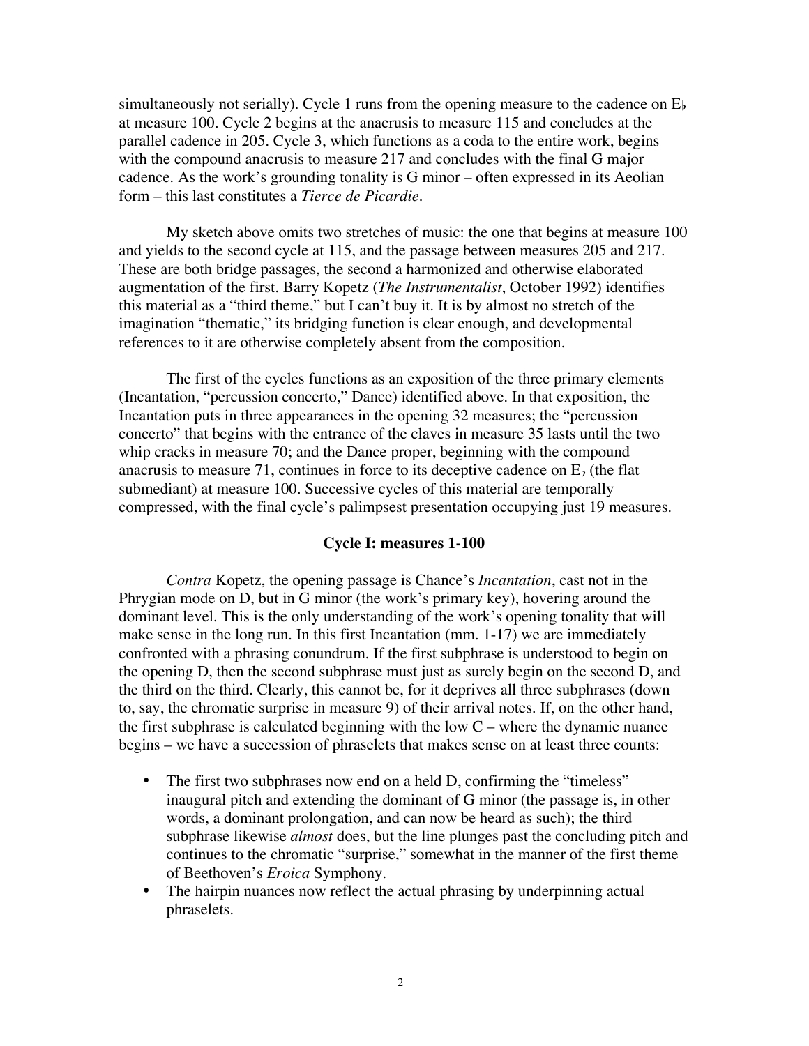simultaneously not serially). Cycle 1 runs from the opening measure to the cadence on E♭ at measure 100. Cycle 2 begins at the anacrusis to measure 115 and concludes at the parallel cadence in 205. Cycle 3, which functions as a coda to the entire work, begins with the compound anacrusis to measure 217 and concludes with the final G major cadence. As the work's grounding tonality is G minor – often expressed in its Aeolian form – this last constitutes a *Tierce de Picardie*.

My sketch above omits two stretches of music: the one that begins at measure 100 and yields to the second cycle at 115, and the passage between measures 205 and 217. These are both bridge passages, the second a harmonized and otherwise elaborated augmentation of the first. Barry Kopetz (*The Instrumentalist*, October 1992) identifies this material as a "third theme," but I can't buy it. It is by almost no stretch of the imagination "thematic," its bridging function is clear enough, and developmental references to it are otherwise completely absent from the composition.

The first of the cycles functions as an exposition of the three primary elements (Incantation, "percussion concerto," Dance) identified above. In that exposition, the Incantation puts in three appearances in the opening 32 measures; the "percussion concerto" that begins with the entrance of the claves in measure 35 lasts until the two whip cracks in measure 70; and the Dance proper, beginning with the compound anacrusis to measure 71, continues in force to its deceptive cadence on E♭ (the flat submediant) at measure 100. Successive cycles of this material are temporally compressed, with the final cycle's palimpsest presentation occupying just 19 measures.

### Cycle I: measures 1-100

*Contra* Kopetz, the opening passage is Chance's *Incantation*, cast not in the Phrygian mode on D, but in G minor (the work's primary key), hovering around the dominant level. This is the only understanding of the work's opening tonality that will make sense in the long run. In this first Incantation (mm. 1-17) we are immediately confronted with a phrasing conundrum. If the first subphrase is understood to begin on the opening D, then the second subphrase must just as surely begin on the second D, and the third on the third. Clearly, this cannot be, for it deprives all three subphrases (down to, say, the chromatic surprise in measure 9) of their arrival notes. If, on the other hand, the first subphrase is calculated beginning with the low C – where the dynamic nuance begins – we have a succession of phraselets that makes sense on at least three counts:

- The first two subphrases now end on a held D, confirming the "timeless" inaugural pitch and extending the dominant of G minor (the passage is, in other words, a dominant prolongation, and can now be heard as such); the third subphrase likewise *almost* does, but the line plunges past the concluding pitch and continues to the chromatic "surprise," somewhat in the manner of the first theme of Beethoven's *Eroica* Symphony.
- The hairpin nuances now reflect the actual phrasing by underpinning actual phraselets.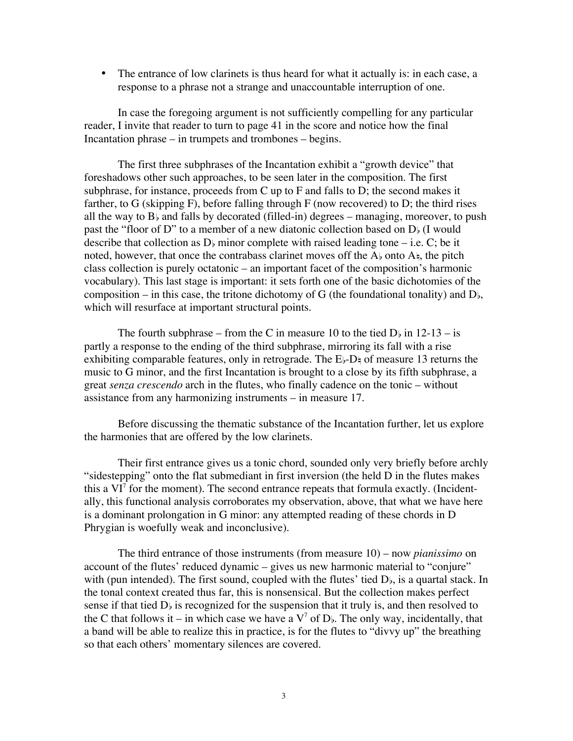- The entrance of low clarinets is thus heard for what it actually is: in each case, a response to a phrase not a strange and unaccountable interruption of one.

In case the foregoing argument is not sufficiently compelling for any particular reader, I invite that reader to turn to page 41 in the score and notice how the final Incantation phrase – in trumpets and trombones – begins.

The first three subphrases of the Incantation exhibit a "growth device" that foreshadows other such approaches, to be seen later in the composition. The first subphrase, for instance, proceeds from C up to F and falls to D; the second makes it farther, to G (skipping F), before falling through F (now recovered) to D; the third rises all the way to B♭ and falls by decorated (filled-in) degrees – managing, moreover, to push past the "floor of D" to a member of a new diatonic collection based on D♭ (I would describe that collection as D♭ minor complete with raised leading tone – i.e. C; be it noted, however, that once the contrabass clarinet moves off the A♭ onto A♮, the pitch class collection is purely octatonic – an important facet of the composition's harmonic vocabulary). This last stage is important: it sets forth one of the basic dichotomies of the composition – in this case, the tritone dichotomy of G (the foundational tonality) and D♭, which will resurface at important structural points.

The fourth subphrase – from the C in measure 10 to the tied D♭ in 12-13 – is partly a response to the ending of the third subphrase, mirroring its fall with a rise exhibiting comparable features, only in retrograde. The E♭-D♮ of measure 13 returns the music to G minor, and the first Incantation is brought to a close by its fifth subphrase, a great *senza crescendo* arch in the flutes, who finally cadence on the tonic – without assistance from any harmonizing instruments – in measure 17.

Before discussing the thematic substance of the Incantation further, let us explore the harmonies that are offered by the low clarinets.

Their first entrance gives us a tonic chord, sounded only very briefly before archly "sidestepping" onto the flat submediant in first inversion (the held D in the flutes makes this a $VI^7$ for the moment). The second entrance repeats that formula exactly. (Incidentally, this functional analysis corroborates my observation, above, that what we have here is a dominant prolongation in G minor: any attempted reading of these chords in D Phrygian is woefully weak and inconclusive).

The third entrance of those instruments (from measure 10) – now *pianissimo* on account of the flutes' reduced dynamic – gives us new harmonic material to "conjure" with (pun intended). The first sound, coupled with the flutes' tied D♭, is a quartal stack. In the tonal context created thus far, this is nonsensical. But the collection makes perfect sense if that tied D♭ is recognized for the suspension that it truly is, and then resolved to the C that follows it – in which case we have a $V^7$ of D♭. The only way, incidentally, that a band will be able to realize this in practice, is for the flutes to "divvy up" the breathing so that each others' momentary silences are covered.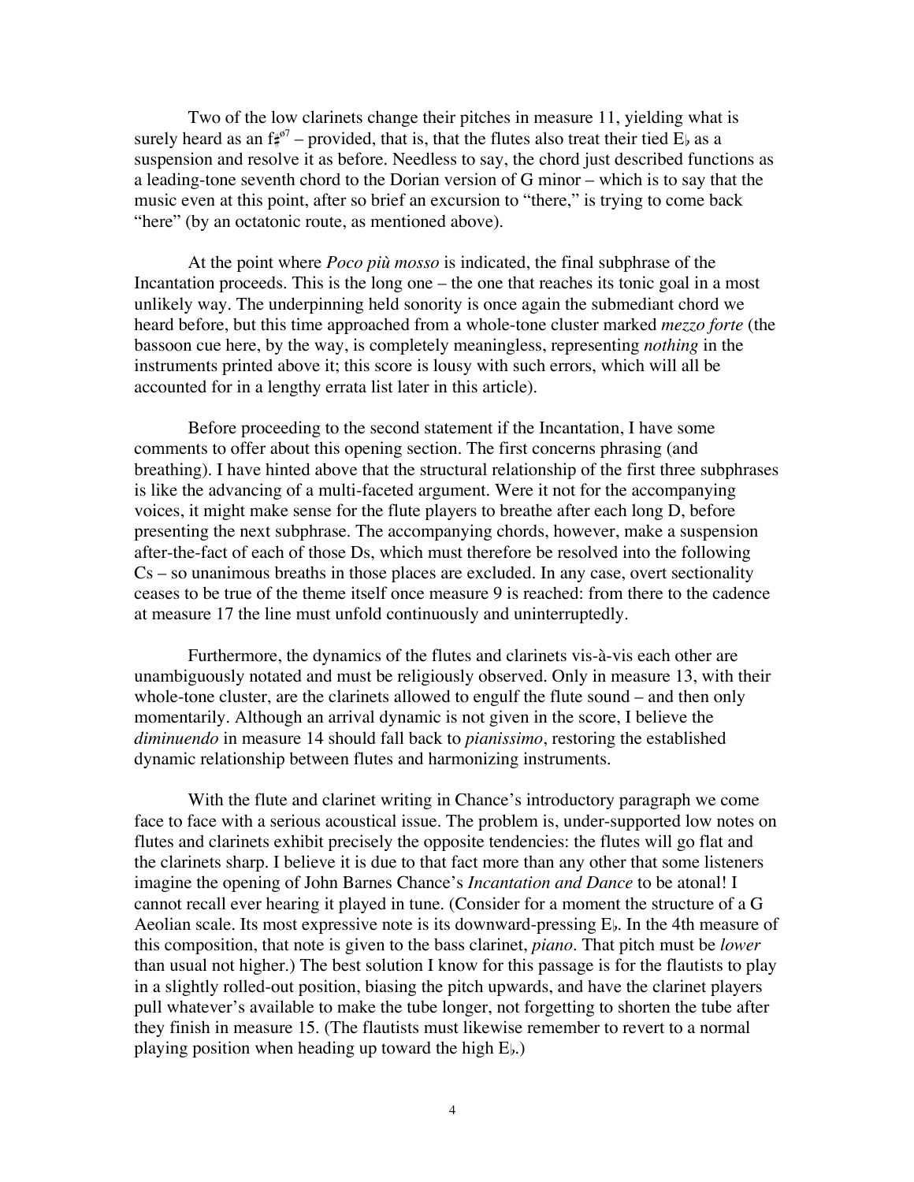Two of the low clarinets change their pitches in measure 11, yielding what is surely heard as an f♯$^{ø7}$ – provided, that is, that the flutes also treat their tied E♭ as a suspension and resolve it as before. Needless to say, the chord just described functions as a leading-tone seventh chord to the Dorian version of G minor – which is to say that the music even at this point, after so brief an excursion to "there," is trying to come back "here" (by an octatonic route, as mentioned above).

At the point where *Poco più mosso* is indicated, the final subphrase of the Incantation proceeds. This is the long one – the one that reaches its tonic goal in a most unlikely way. The underpinning held sonority is once again the submediant chord we heard before, but this time approached from a whole-tone cluster marked *mezzo forte* (the bassoon cue here, by the way, is completely meaningless, representing *nothing* in the instruments printed above it; this score is lousy with such errors, which will all be accounted for in a lengthy errata list later in this article).

Before proceeding to the second statement if the Incantation, I have some comments to offer about this opening section. The first concerns phrasing (and breathing). I have hinted above that the structural relationship of the first three subphrases is like the advancing of a multi-faceted argument. Were it not for the accompanying voices, it might make sense for the flute players to breathe after each long D, before presenting the next subphrase. The accompanying chords, however, make a suspension after-the-fact of each of those Ds, which must therefore be resolved into the following Cs – so unanimous breaths in those places are excluded. In any case, overt sectionality ceases to be true of the theme itself once measure 9 is reached: from there to the cadence at measure 17 the line must unfold continuously and uninterruptedly.

Furthermore, the dynamics of the flutes and clarinets vis-à-vis each other are unambiguously notated and must be religiously observed. Only in measure 13, with their whole-tone cluster, are the clarinets allowed to engulf the flute sound – and then only momentarily. Although an arrival dynamic is not given in the score, I believe the *diminuendo* in measure 14 should fall back to *pianissimo*, restoring the established dynamic relationship between flutes and harmonizing instruments.

With the flute and clarinet writing in Chance's introductory paragraph we come face to face with a serious acoustical issue. The problem is, under-supported low notes on flutes and clarinets exhibit precisely the opposite tendencies: the flutes will go flat and the clarinets sharp. I believe it is due to that fact more than any other that some listeners imagine the opening of John Barnes Chance's *Incantation and Dance* to be atonal! I cannot recall ever hearing it played in tune. (Consider for a moment the structure of a G Aeolian scale. Its most expressive note is its downward-pressing E♭. In the 4th measure of this composition, that note is given to the bass clarinet, *piano*. That pitch must be *lower* than usual not higher.) The best solution I know for this passage is for the flautists to play in a slightly rolled-out position, biasing the pitch upwards, and have the clarinet players pull whatever's available to make the tube longer, not forgetting to shorten the tube after they finish in measure 15. (The flautists must likewise remember to revert to a normal playing position when heading up toward the high E♭.)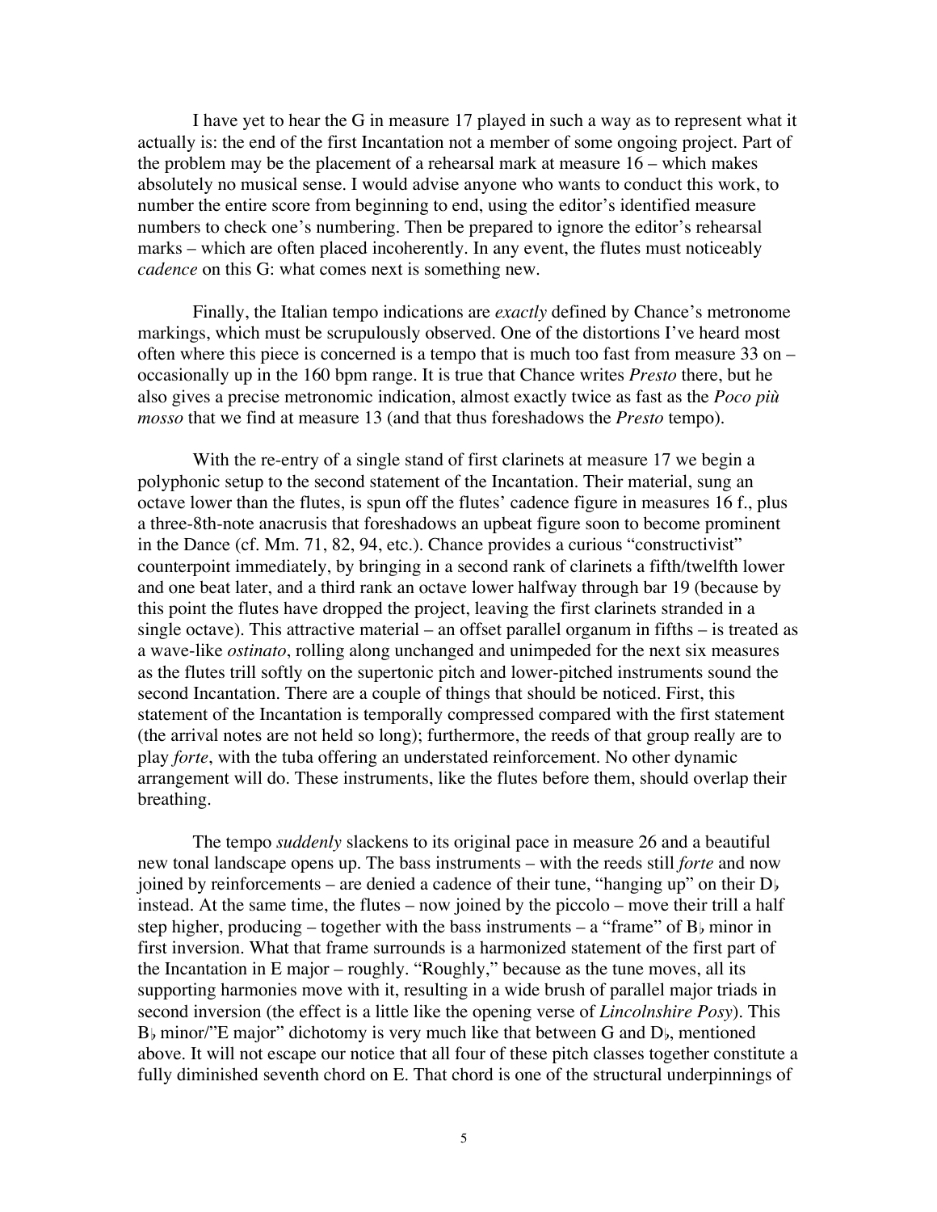I have yet to hear the G in measure 17 played in such a way as to represent what it actually is: the end of the first Incantation not a member of some ongoing project. Part of the problem may be the placement of a rehearsal mark at measure 16 – which makes absolutely no musical sense. I would advise anyone who wants to conduct this work, to number the entire score from beginning to end, using the editor's identified measure numbers to check one's numbering. Then be prepared to ignore the editor's rehearsal marks – which are often placed incoherently. In any event, the flutes must noticeably *cadence* on this G: what comes next is something new.

Finally, the Italian tempo indications are *exactly* defined by Chance's metronome markings, which must be scrupulously observed. One of the distortions I've heard most often where this piece is concerned is a tempo that is much too fast from measure 33 on – occasionally up in the 160 bpm range. It is true that Chance writes *Presto* there, but he also gives a precise metronomic indication, almost exactly twice as fast as the *Poco più mosso* that we find at measure 13 (and that thus foreshadows the *Presto* tempo).

With the re-entry of a single stand of first clarinets at measure 17 we begin a polyphonic setup to the second statement of the Incantation. Their material, sung an octave lower than the flutes, is spun off the flutes' cadence figure in measures 16 f., plus a three-8th-note anacrusis that foreshadows an upbeat figure soon to become prominent in the Dance (cf. Mm. 71, 82, 94, etc.). Chance provides a curious "constructivist" counterpoint immediately, by bringing in a second rank of clarinets a fifth/twelfth lower and one beat later, and a third rank an octave lower halfway through bar 19 (because by this point the flutes have dropped the project, leaving the first clarinets stranded in a single octave). This attractive material – an offset parallel organum in fifths – is treated as a wave-like *ostinato*, rolling along unchanged and unimpeded for the next six measures as the flutes trill softly on the supertonic pitch and lower-pitched instruments sound the second Incantation. There are a couple of things that should be noticed. First, this statement of the Incantation is temporally compressed compared with the first statement (the arrival notes are not held so long); furthermore, the reeds of that group really are to play *forte*, with the tuba offering an understated reinforcement. No other dynamic arrangement will do. These instruments, like the flutes before them, should overlap their breathing.

The tempo *suddenly* slackens to its original pace in measure 26 and a beautiful new tonal landscape opens up. The bass instruments – with the reeds still *forte* and now joined by reinforcements – are denied a cadence of their tune, "hanging up" on their D♭ instead. At the same time, the flutes – now joined by the piccolo – move their trill a half step higher, producing – together with the bass instruments – a "frame" of B♭ minor in first inversion. What that frame surrounds is a harmonized statement of the first part of the Incantation in E major – roughly. "Roughly," because as the tune moves, all its supporting harmonies move with it, resulting in a wide brush of parallel major triads in second inversion (the effect is a little like the opening verse of *Lincolnshire Posy*). This B♭ minor/"E major" dichotomy is very much like that between G and D♭, mentioned above. It will not escape our notice that all four of these pitch classes together constitute a fully diminished seventh chord on E. That chord is one of the structural underpinnings of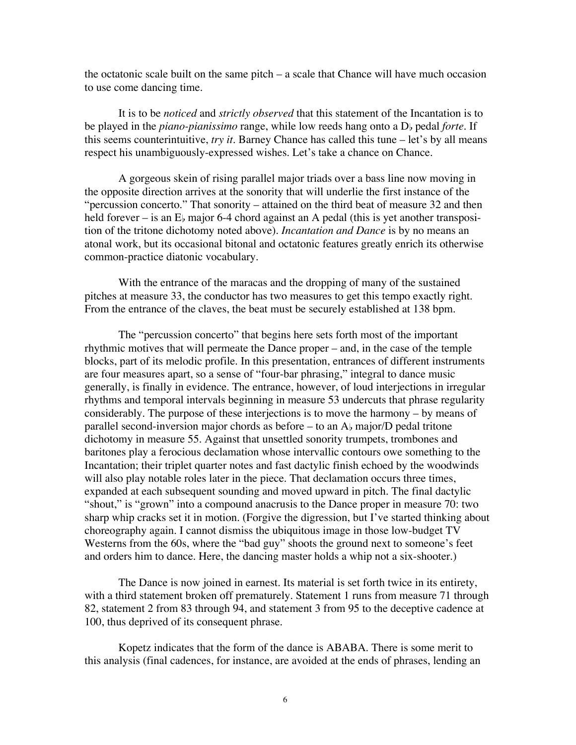the octatonic scale built on the same pitch – a scale that Chance will have much occasion to use come dancing time.

It is to be *noticed* and *strictly observed* that this statement of the Incantation is to be played in the *piano-pianissimo* range, while low reeds hang onto a D♭ pedal *forte*. If this seems counterintuitive, *try it*. Barney Chance has called this tune – let's by all means respect his unambiguously-expressed wishes. Let's take a chance on Chance.

A gorgeous skein of rising parallel major triads over a bass line now moving in the opposite direction arrives at the sonority that will underlie the first instance of the "percussion concerto." That sonority – attained on the third beat of measure 32 and then held forever – is an E♭ major 6-4 chord against an A pedal (this is yet another transposition of the tritone dichotomy noted above). *Incantation and Dance* is by no means an atonal work, but its occasional bitonal and octatonic features greatly enrich its otherwise common-practice diatonic vocabulary.

With the entrance of the maracas and the dropping of many of the sustained pitches at measure 33, the conductor has two measures to get this tempo exactly right. From the entrance of the claves, the beat must be securely established at 138 bpm.

The "percussion concerto" that begins here sets forth most of the important rhythmic motives that will permeate the Dance proper – and, in the case of the temple blocks, part of its melodic profile. In this presentation, entrances of different instruments are four measures apart, so a sense of "four-bar phrasing," integral to dance music generally, is finally in evidence. The entrance, however, of loud interjections in irregular rhythms and temporal intervals beginning in measure 53 undercuts that phrase regularity considerably. The purpose of these interjections is to move the harmony – by means of parallel second-inversion major chords as before – to an A♭ major/D pedal tritone dichotomy in measure 55. Against that unsettled sonority trumpets, trombones and baritones play a ferocious declamation whose intervallic contours owe something to the Incantation; their triplet quarter notes and fast dactylic finish echoed by the woodwinds will also play notable roles later in the piece. That declamation occurs three times, expanded at each subsequent sounding and moved upward in pitch. The final dactylic "shout," is "grown" into a compound anacrusis to the Dance proper in measure 70: two sharp whip cracks set it in motion. (Forgive the digression, but I've started thinking about choreography again. I cannot dismiss the ubiquitous image in those low-budget TV Westerns from the 60s, where the "bad guy" shoots the ground next to someone's feet and orders him to dance. Here, the dancing master holds a whip not a six-shooter.)

The Dance is now joined in earnest. Its material is set forth twice in its entirety, with a third statement broken off prematurely. Statement 1 runs from measure 71 through 82, statement 2 from 83 through 94, and statement 3 from 95 to the deceptive cadence at 100, thus deprived of its consequent phrase.

Kopetz indicates that the form of the dance is ABABA. There is some merit to this analysis (final cadences, for instance, are avoided at the ends of phrases, lending an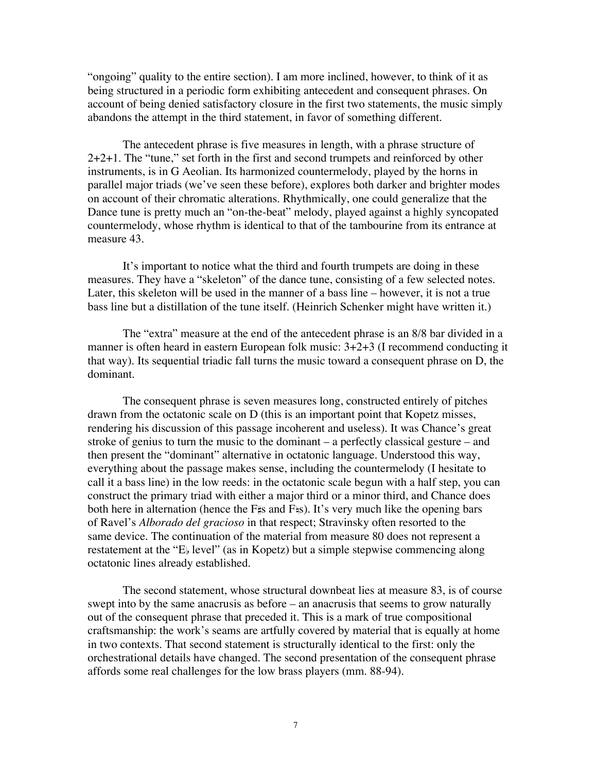"ongoing" quality to the entire section). I am more inclined, however, to think of it as being structured in a periodic form exhibiting antecedent and consequent phrases. On account of being denied satisfactory closure in the first two statements, the music simply abandons the attempt in the third statement, in favor of something different.

The antecedent phrase is five measures in length, with a phrase structure of 2+2+1. The "tune," set forth in the first and second trumpets and reinforced by other instruments, is in G Aeolian. Its harmonized countermelody, played by the horns in parallel major triads (we've seen these before), explores both darker and brighter modes on account of their chromatic alterations. Rhythmically, one could generalize that the Dance tune is pretty much an "on-the-beat" melody, played against a highly syncopated countermelody, whose rhythm is identical to that of the tambourine from its entrance at measure 43.

It's important to notice what the third and fourth trumpets are doing in these measures. They have a "skeleton" of the dance tune, consisting of a few selected notes. Later, this skeleton will be used in the manner of a bass line – however, it is not a true bass line but a distillation of the tune itself. (Heinrich Schenker might have written it.)

The "extra" measure at the end of the antecedent phrase is an 8/8 bar divided in a manner is often heard in eastern European folk music: 3+2+3 (I recommend conducting it that way). Its sequential triadic fall turns the music toward a consequent phrase on D, the dominant.

The consequent phrase is seven measures long, constructed entirely of pitches drawn from the octatonic scale on D (this is an important point that Kopetz misses, rendering his discussion of this passage incoherent and useless). It was Chance's great stroke of genius to turn the music to the dominant – a perfectly classical gesture – and then present the "dominant" alternative in octatonic language. Understood this way, everything about the passage makes sense, including the countermelody (I hesitate to call it a bass line) in the low reeds: in the octatonic scale begun with a half step, you can construct the primary triad with either a major third or a minor third, and Chance does both here in alternation (hence the F♯s and F♮s). It's very much like the opening bars of Ravel's *Alborado del gracioso* in that respect; Stravinsky often resorted to the same device. The continuation of the material from measure 80 does not represent a restatement at the "E♭ level" (as in Kopetz) but a simple stepwise commencing along octatonic lines already established.

The second statement, whose structural downbeat lies at measure 83, is of course swept into by the same anacrusis as before – an anacrusis that seems to grow naturally out of the consequent phrase that preceded it. This is a mark of true compositional craftsmanship: the work's seams are artfully covered by material that is equally at home in two contexts. That second statement is structurally identical to the first: only the orchestrational details have changed. The second presentation of the consequent phrase affords some real challenges for the low brass players (mm. 88-94).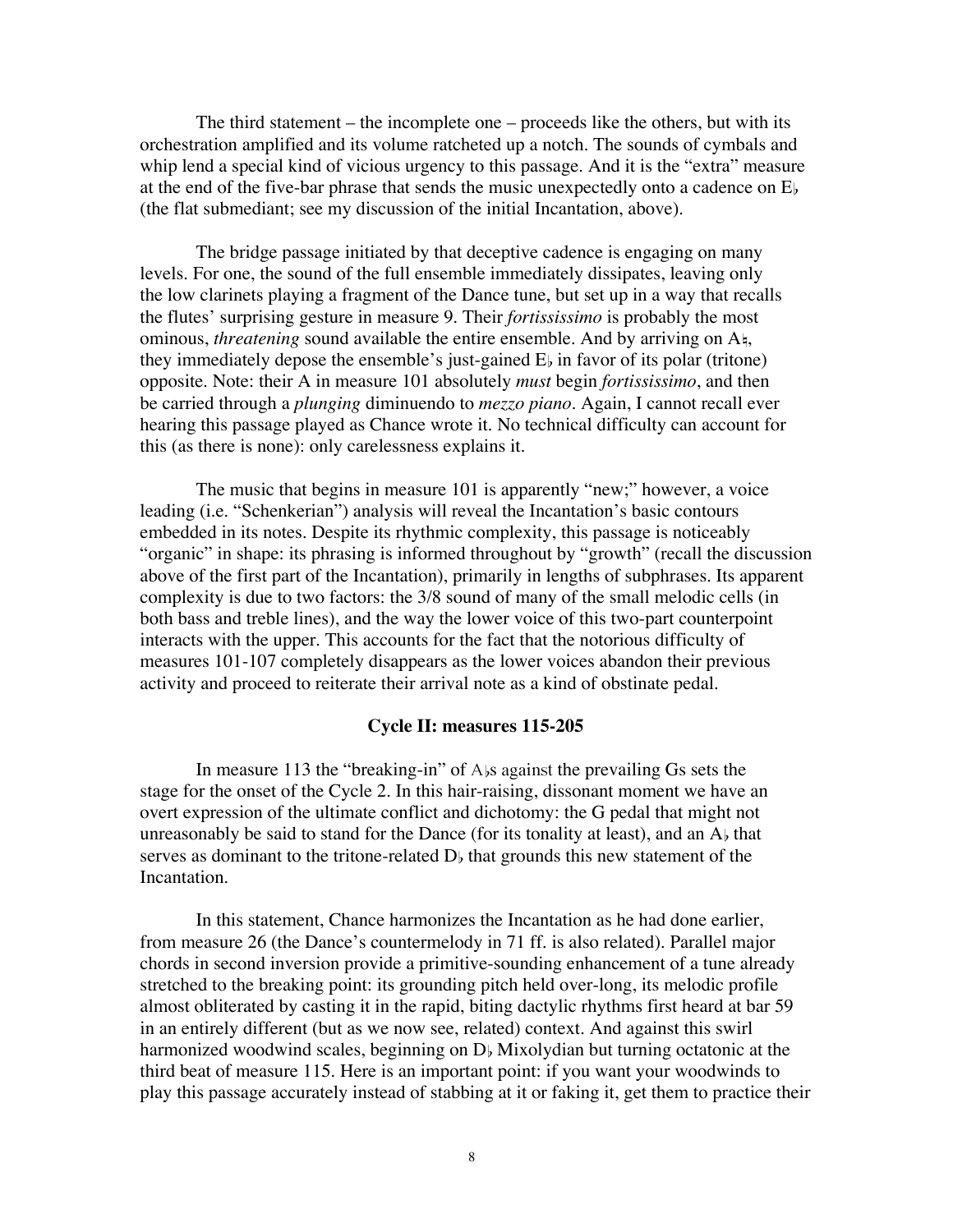The third statement – the incomplete one – proceeds like the others, but with its orchestration amplified and its volume ratcheted up a notch. The sounds of cymbals and whip lend a special kind of vicious urgency to this passage. And it is the "extra" measure at the end of the five-bar phrase that sends the music unexpectedly onto a cadence on E♭ (the flat submediant; see my discussion of the initial Incantation, above).

The bridge passage initiated by that deceptive cadence is engaging on many levels. For one, the sound of the full ensemble immediately dissipates, leaving only the low clarinets playing a fragment of the Dance tune, but set up in a way that recalls the flutes' surprising gesture in measure 9. Their *fortississimo* is probably the most ominous, *threatening* sound available the entire ensemble. And by arriving on A♮, they immediately depose the ensemble's just-gained E♭ in favor of its polar (tritone) opposite. Note: their A in measure 101 absolutely *must* begin *fortississimo*, and then be carried through a *plunging* diminuendo to *mezzo piano*. Again, I cannot recall ever hearing this passage played as Chance wrote it. No technical difficulty can account for this (as there is none): only carelessness explains it.

The music that begins in measure 101 is apparently "new;" however, a voice leading (i.e. "Schenkerian") analysis will reveal the Incantation's basic contours embedded in its notes. Despite its rhythmic complexity, this passage is noticeably "organic" in shape: its phrasing is informed throughout by "growth" (recall the discussion above of the first part of the Incantation), primarily in lengths of subphrases. Its apparent complexity is due to two factors: the 3/8 sound of many of the small melodic cells (in both bass and treble lines), and the way the lower voice of this two-part counterpoint interacts with the upper. This accounts for the fact that the notorious difficulty of measures 101-107 completely disappears as the lower voices abandon their previous activity and proceed to reiterate their arrival note as a kind of obstinate pedal.

### Cycle II: measures 115-205

In measure 113 the "breaking-in" of A♭s against the prevailing Gs sets the stage for the onset of the Cycle 2. In this hair-raising, dissonant moment we have an overt expression of the ultimate conflict and dichotomy: the G pedal that might not unreasonably be said to stand for the Dance (for its tonality at least), and an A♭ that serves as dominant to the tritone-related D♭ that grounds this new statement of the Incantation.

In this statement, Chance harmonizes the Incantation as he had done earlier, from measure 26 (the Dance's countermelody in 71 ff. is also related). Parallel major chords in second inversion provide a primitive-sounding enhancement of a tune already stretched to the breaking point: its grounding pitch held over-long, its melodic profile almost obliterated by casting it in the rapid, biting dactylic rhythms first heard at bar 59 in an entirely different (but as we now see, related) context. And against this swirl harmonized woodwind scales, beginning on D♭ Mixolydian but turning octatonic at the third beat of measure 115. Here is an important point: if you want your woodwinds to play this passage accurately instead of stabbing at it or faking it, get them to practice their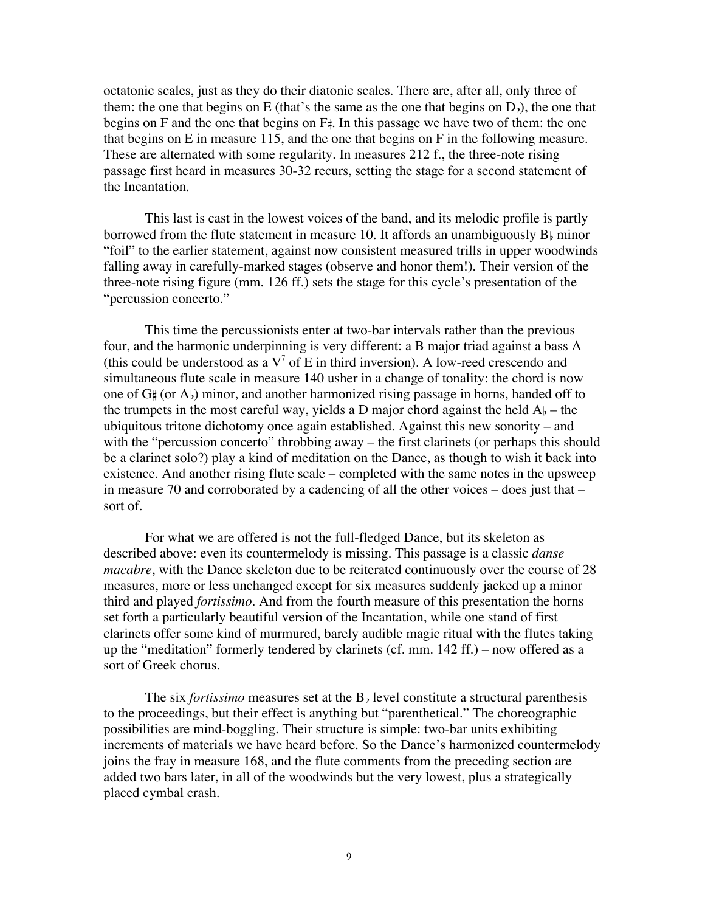octatonic scales, just as they do their diatonic scales. There are, after all, only three of them: the one that begins on E (that's the same as the one that begins on D♭), the one that begins on F and the one that begins on F♯. In this passage we have two of them: the one that begins on E in measure 115, and the one that begins on F in the following measure. These are alternated with some regularity. In measures 212 f., the three-note rising passage first heard in measures 30-32 recurs, setting the stage for a second statement of the Incantation.

This last is cast in the lowest voices of the band, and its melodic profile is partly borrowed from the flute statement in measure 10. It affords an unambiguously B♭ minor "foil" to the earlier statement, against now consistent measured trills in upper woodwinds falling away in carefully-marked stages (observe and honor them!). Their version of the three-note rising figure (mm. 126 ff.) sets the stage for this cycle's presentation of the "percussion concerto."

This time the percussionists enter at two-bar intervals rather than the previous four, and the harmonic underpinning is very different: a B major triad against a bass A (this could be understood as a $V^7$ of E in third inversion). A low-reed crescendo and simultaneous flute scale in measure 140 usher in a change of tonality: the chord is now one of G♯ (or A♭) minor, and another harmonized rising passage in horns, handed off to the trumpets in the most careful way, yields a D major chord against the held A♭ – the ubiquitous tritone dichotomy once again established. Against this new sonority – and with the "percussion concerto" throbbing away – the first clarinets (or perhaps this should be a clarinet solo?) play a kind of meditation on the Dance, as though to wish it back into existence. And another rising flute scale – completed with the same notes in the upsweep in measure 70 and corroborated by a cadencing of all the other voices – does just that – sort of.

For what we are offered is not the full-fledged Dance, but its skeleton as described above: even its countermelody is missing. This passage is a classic *danse macabre*, with the Dance skeleton due to be reiterated continuously over the course of 28 measures, more or less unchanged except for six measures suddenly jacked up a minor third and played *fortissimo*. And from the fourth measure of this presentation the horns set forth a particularly beautiful version of the Incantation, while one stand of first clarinets offer some kind of murmured, barely audible magic ritual with the flutes taking up the "meditation" formerly tendered by clarinets (cf. mm. 142 ff.) – now offered as a sort of Greek chorus.

The six *fortissimo* measures set at the B♭ level constitute a structural parenthesis to the proceedings, but their effect is anything but "parenthetical." The choreographic possibilities are mind-boggling. Their structure is simple: two-bar units exhibiting increments of materials we have heard before. So the Dance's harmonized countermelody joins the fray in measure 168, and the flute comments from the preceding section are added two bars later, in all of the woodwinds but the very lowest, plus a strategically placed cymbal crash.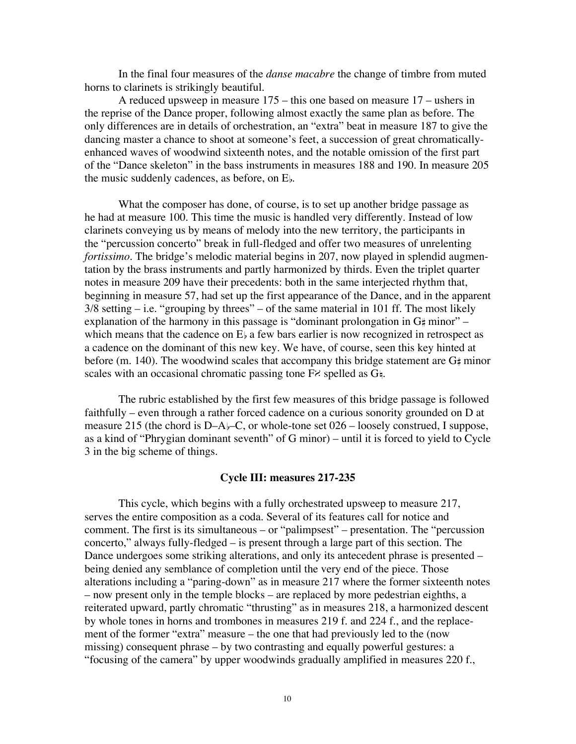In the final four measures of the *danse macabre* the change of timbre from muted horns to clarinets is strikingly beautiful.

A reduced upsweep in measure 175 – this one based on measure 17 – ushers in the reprise of the Dance proper, following almost exactly the same plan as before. The only differences are in details of orchestration, an "extra" beat in measure 187 to give the dancing master a chance to shoot at someone's feet, a succession of great chromatically-enhanced waves of woodwind sixteenth notes, and the notable omission of the first part of the "Dance skeleton" in the bass instruments in measures 188 and 190. In measure 205 the music suddenly cadences, as before, on E♭.

What the composer has done, of course, is to set up another bridge passage as he had at measure 100. This time the music is handled very differently. Instead of low clarinets conveying us by means of melody into the new territory, the participants in the "percussion concerto" break in full-fledged and offer two measures of unrelenting *fortissimo*. The bridge's melodic material begins in 207, now played in splendid augmentation by the brass instruments and partly harmonized by thirds. Even the triplet quarter notes in measure 209 have their precedents: both in the same interjected rhythm that, beginning in measure 57, had set up the first appearance of the Dance, and in the apparent 3/8 setting – i.e. "grouping by threes" – of the same material in 101 ff. The most likely explanation of the harmony in this passage is "dominant prolongation in G♯ minor" – which means that the cadence on E♭ a few bars earlier is now recognized in retrospect as a cadence on the dominant of this new key. We have, of course, seen this key hinted at before (m. 140). The woodwind scales that accompany this bridge statement are G♯ minor scales with an occasional chromatic passing tone F𝄪 spelled as G♮.

The rubric established by the first few measures of this bridge passage is followed faithfully – even through a rather forced cadence on a curious sonority grounded on D at measure 215 (the chord is D–A♭–C, or whole-tone set 026 – loosely construed, I suppose, as a kind of "Phrygian dominant seventh" of G minor) – until it is forced to yield to Cycle 3 in the big scheme of things.

## Cycle III: measures 217-235

This cycle, which begins with a fully orchestrated upsweep to measure 217, serves the entire composition as a coda. Several of its features call for notice and comment. The first is its simultaneous – or "palimpsest" – presentation. The "percussion concerto," always fully-fledged – is present through a large part of this section. The Dance undergoes some striking alterations, and only its antecedent phrase is presented – being denied any semblance of completion until the very end of the piece. Those alterations including a "paring-down" as in measure 217 where the former sixteenth notes – now present only in the temple blocks – are replaced by more pedestrian eighths, a reiterated upward, partly chromatic "thrusting" as in measures 218, a harmonized descent by whole tones in horns and trombones in measures 219 f. and 224 f., and the replacement of the former "extra" measure – the one that had previously led to the (now missing) consequent phrase – by two contrasting and equally powerful gestures: a "focusing of the camera" by upper woodwinds gradually amplified in measures 220 f.,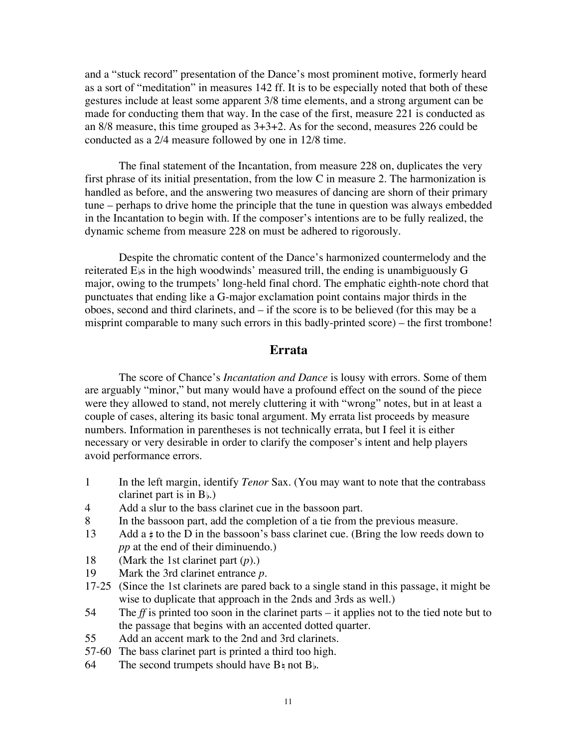and a "stuck record" presentation of the Dance's most prominent motive, formerly heard as a sort of "meditation" in measures 142 ff. It is to be especially noted that both of these gestures include at least some apparent 3/8 time elements, and a strong argument can be made for conducting them that way. In the case of the first, measure 221 is conducted as an 8/8 measure, this time grouped as 3+3+2. As for the second, measures 226 could be conducted as a 2/4 measure followed by one in 12/8 time.

The final statement of the Incantation, from measure 228 on, duplicates the very first phrase of its initial presentation, from the low C in measure 2. The harmonization is handled as before, and the answering two measures of dancing are shorn of their primary tune – perhaps to drive home the principle that the tune in question was always embedded in the Incantation to begin with. If the composer's intentions are to be fully realized, the dynamic scheme from measure 228 on must be adhered to rigorously.

Despite the chromatic content of the Dance's harmonized countermelody and the reiterated E♭s in the high woodwinds' measured trill, the ending is unambiguously G major, owing to the trumpets' long-held final chord. The emphatic eighth-note chord that punctuates that ending like a G-major exclamation point contains major thirds in the oboes, second and third clarinets, and – if the score is to be believed (for this may be a misprint comparable to many such errors in this badly-printed score) – the first trombone!

## Errata

The score of Chance's *Incantation and Dance* is lousy with errors. Some of them are arguably "minor," but many would have a profound effect on the sound of the piece were they allowed to stand, not merely cluttering it with "wrong" notes, but in at least a couple of cases, altering its basic tonal argument. My errata list proceeds by measure numbers. Information in parentheses is not technically errata, but I feel it is either necessary or very desirable in order to clarify the composer's intent and help players avoid performance errors.

- 1 — In the left margin, identify *Tenor* Sax. (You may want to note that the contrabass clarinet part is in B♭.)
- 4 — Add a slur to the bass clarinet cue in the bassoon part.
- 8 — In the bassoon part, add the completion of a tie from the previous measure.
- 13 — Add a ♯ to the D in the bassoon's bass clarinet cue. (Bring the low reeds down to *pp* at the end of their diminuendo.)
- 18 — (Mark the 1st clarinet part (*p*).)
- 19 — Mark the 3rd clarinet entrance *p*.
- 17-25 — (Since the 1st clarinets are pared back to a single stand in this passage, it might be wise to duplicate that approach in the 2nds and 3rds as well.)
- 54 — The *ff* is printed too soon in the clarinet parts – it applies not to the tied note but to the passage that begins with an accented dotted quarter.
- 55 — Add an accent mark to the 2nd and 3rd clarinets.
- 57-60 — The bass clarinet part is printed a third too high.
- 64 — The second trumpets should have B♮ not B♭.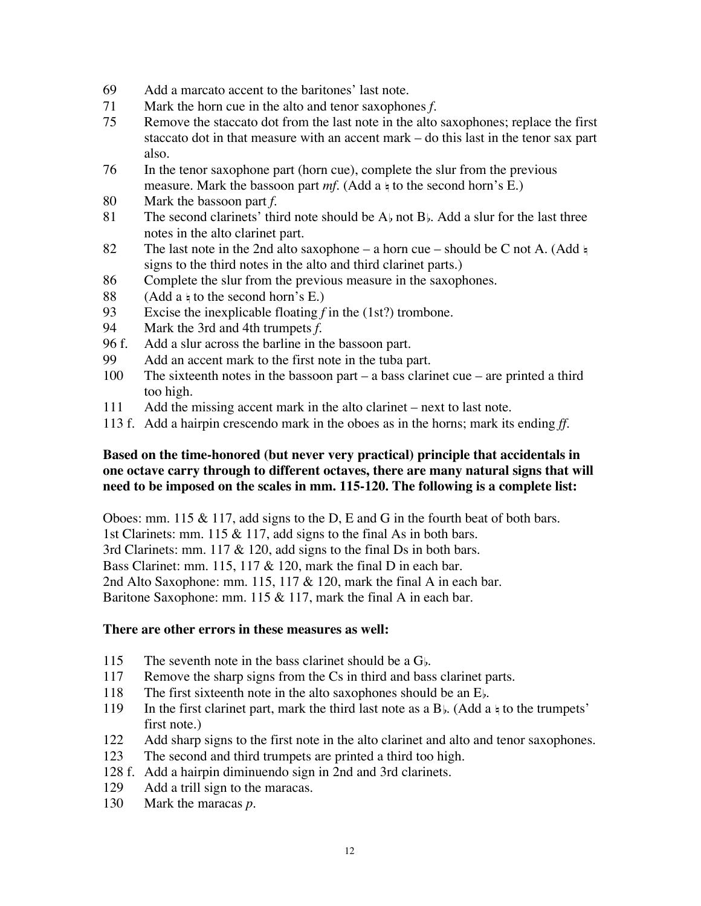69	Add a marcato accent to the baritones' last note.
71	Mark the horn cue in the alto and tenor saxophones *f*.
75	Remove the staccato dot from the last note in the alto saxophones; replace the first staccato dot in that measure with an accent mark – do this last in the tenor sax part also.
76	In the tenor saxophone part (horn cue), complete the slur from the previous measure. Mark the bassoon part *mf*. (Add a ♮ to the second horn's E.)
80	Mark the bassoon part *f*.
81	The second clarinets' third note should be A♭ not B♭. Add a slur for the last three notes in the alto clarinet part.
82	The last note in the 2nd alto saxophone – a horn cue – should be C not A. (Add ♮ signs to the third notes in the alto and third clarinet parts.)
86	Complete the slur from the previous measure in the saxophones.
88	(Add a ♮ to the second horn's E.)
93	Excise the inexplicable floating *f* in the (1st?) trombone.
94	Mark the 3rd and 4th trumpets *f*.
96 f.	Add a slur across the barline in the bassoon part.
99	Add an accent mark to the first note in the tuba part.
100	The sixteenth notes in the bassoon part – a bass clarinet cue – are printed a third too high.
111	Add the missing accent mark in the alto clarinet – next to last note.
113 f.	Add a hairpin crescendo mark in the oboes as in the horns; mark its ending *ff*.

**Based on the time-honored (but never very practical) principle that accidentals in one octave carry through to different octaves, there are many natural signs that will need to be imposed on the scales in mm. 115-120. The following is a complete list:**

Oboes: mm. 115 & 117, add signs to the D, E and G in the fourth beat of both bars.
1st Clarinets: mm. 115 & 117, add signs to the final As in both bars.
3rd Clarinets: mm. 117 & 120, add signs to the final Ds in both bars.
Bass Clarinet: mm. 115, 117 & 120, mark the final D in each bar.
2nd Alto Saxophone: mm. 115, 117 & 120, mark the final A in each bar.
Baritone Saxophone: mm. 115 & 117, mark the final A in each bar.

**There are other errors in these measures as well:**

115	The seventh note in the bass clarinet should be a G♭.
117	Remove the sharp signs from the Cs in third and bass clarinet parts.
118	The first sixteenth note in the alto saxophones should be an E♭.
119	In the first clarinet part, mark the third last note as a B♭. (Add a ♮ to the trumpets' first note.)
122	Add sharp signs to the first note in the alto clarinet and alto and tenor saxophones.
123	The second and third trumpets are printed a third too high.
128 f.	Add a hairpin diminuendo sign in 2nd and 3rd clarinets.
129	Add a trill sign to the maracas.
130	Mark the maracas *p*.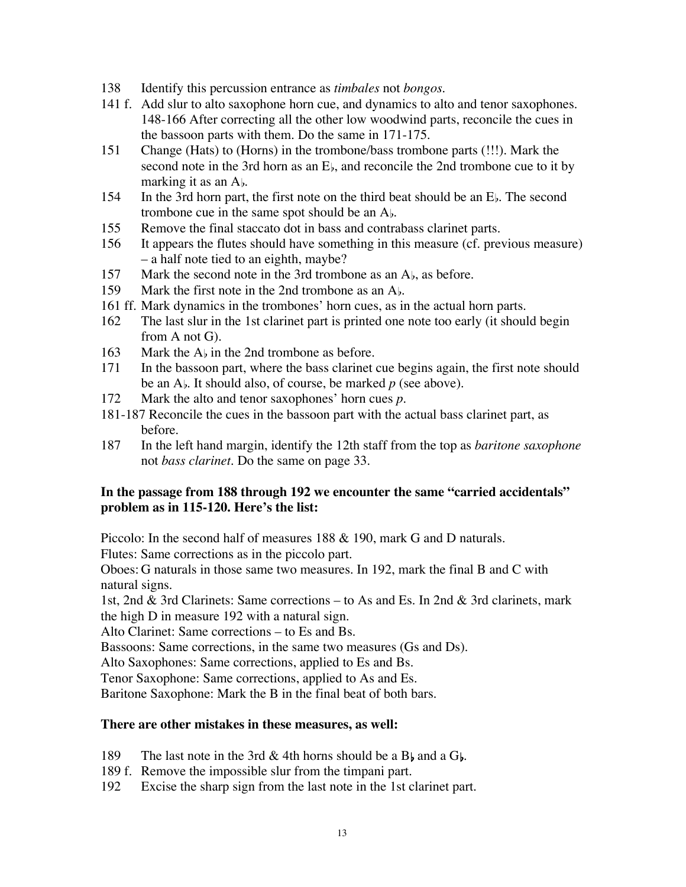138 Identify this percussion entrance as *timbales* not *bongos.*

141 f. Add slur to alto saxophone horn cue, and dynamics to alto and tenor saxophones.

148-166 After correcting all the other low woodwind parts, reconcile the cues in the bassoon parts with them. Do the same in 171-175.

151 Change (Hats) to (Horns) in the trombone/bass trombone parts (!!!). Mark the second note in the 3rd horn as an E♭, and reconcile the 2nd trombone cue to it by marking it as an A♭.

154 In the 3rd horn part, the first note on the third beat should be an E♭. The second trombone cue in the same spot should be an A♭.

155 Remove the final staccato dot in bass and contrabass clarinet parts.

156 It appears the flutes should have something in this measure (cf. previous measure) – a half note tied to an eighth, maybe?

157 Mark the second note in the 3rd trombone as an A♭, as before.

159 Mark the first note in the 2nd trombone as an A♭.

161 ff. Mark dynamics in the trombones' horn cues, as in the actual horn parts.

162 The last slur in the 1st clarinet part is printed one note too early (it should begin from A not G).

163 Mark the A♭ in the 2nd trombone as before.

171 In the bassoon part, where the bass clarinet cue begins again, the first note should be an A♭. It should also, of course, be marked *p* (see above).

172 Mark the alto and tenor saxophones' horn cues *p*.

181-187 Reconcile the cues in the bassoon part with the actual bass clarinet part, as before.

187 In the left hand margin, identify the 12th staff from the top as *baritone saxophone* not *bass clarinet*. Do the same on page 33.

**In the passage from 188 through 192 we encounter the same "carried accidentals" problem as in 115-120. Here's the list:**

Piccolo: In the second half of measures 188 & 190, mark G and D naturals.

Flutes: Same corrections as in the piccolo part.

Oboes: G naturals in those same two measures. In 192, mark the final B and C with natural signs.

1st, 2nd & 3rd Clarinets: Same corrections – to As and Es. In 2nd & 3rd clarinets, mark the high D in measure 192 with a natural sign.

Alto Clarinet: Same corrections – to Es and Bs.

Bassoons: Same corrections, in the same two measures (Gs and Ds).

Alto Saxophones: Same corrections, applied to Es and Bs.

Tenor Saxophone: Same corrections, applied to As and Es.

Baritone Saxophone: Mark the B in the final beat of both bars.

**There are other mistakes in these measures, as well:**

189 The last note in the 3rd & 4th horns should be a B♭ and a G♭.

189 f. Remove the impossible slur from the timpani part.

192 Excise the sharp sign from the last note in the 1st clarinet part.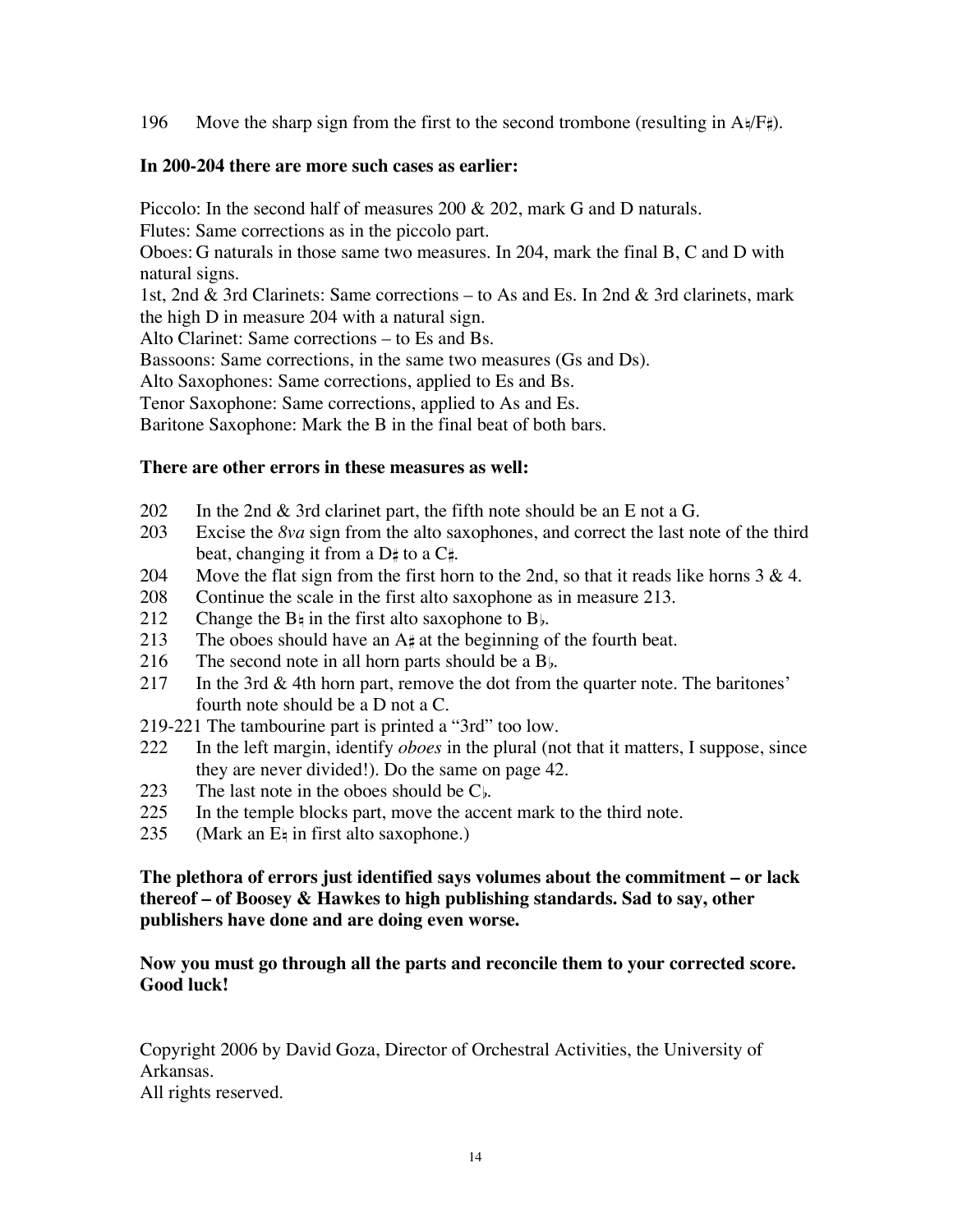196 Move the sharp sign from the first to the second trombone (resulting in A♮/F♯).

**In 200-204 there are more such cases as earlier:**

Piccolo: In the second half of measures 200 & 202, mark G and D naturals.
Flutes: Same corrections as in the piccolo part.
Oboes: G naturals in those same two measures. In 204, mark the final B, C and D with natural signs.
1st, 2nd & 3rd Clarinets: Same corrections – to As and Es. In 2nd & 3rd clarinets, mark the high D in measure 204 with a natural sign.
Alto Clarinet: Same corrections – to Es and Bs.
Bassoons: Same corrections, in the same two measures (Gs and Ds).
Alto Saxophones: Same corrections, applied to Es and Bs.
Tenor Saxophone: Same corrections, applied to As and Es.
Baritone Saxophone: Mark the B in the final beat of both bars.

**There are other errors in these measures as well:**

202 In the 2nd & 3rd clarinet part, the fifth note should be an E not a G.
203 Excise the *8va* sign from the alto saxophones, and correct the last note of the third beat, changing it from a D♯ to a C♯.
204 Move the flat sign from the first horn to the 2nd, so that it reads like horns 3 & 4.
208 Continue the scale in the first alto saxophone as in measure 213.
212 Change the B♮ in the first alto saxophone to B♭.
213 The oboes should have an A♯ at the beginning of the fourth beat.
216 The second note in all horn parts should be a B♭.
217 In the 3rd & 4th horn part, remove the dot from the quarter note. The baritones' fourth note should be a D not a C.
219-221 The tambourine part is printed a "3rd" too low.
222 In the left margin, identify *oboes* in the plural (not that it matters, I suppose, since they are never divided!). Do the same on page 42.
223 The last note in the oboes should be C♭.
225 In the temple blocks part, move the accent mark to the third note.
235 (Mark an E♮ in first alto saxophone.)

**The plethora of errors just identified says volumes about the commitment – or lack thereof – of Boosey & Hawkes to high publishing standards. Sad to say, other publishers have done and are doing even worse.**

**Now you must go through all the parts and reconcile them to your corrected score. Good luck!**

Copyright 2006 by David Goza, Director of Orchestral Activities, the University of Arkansas.
All rights reserved.